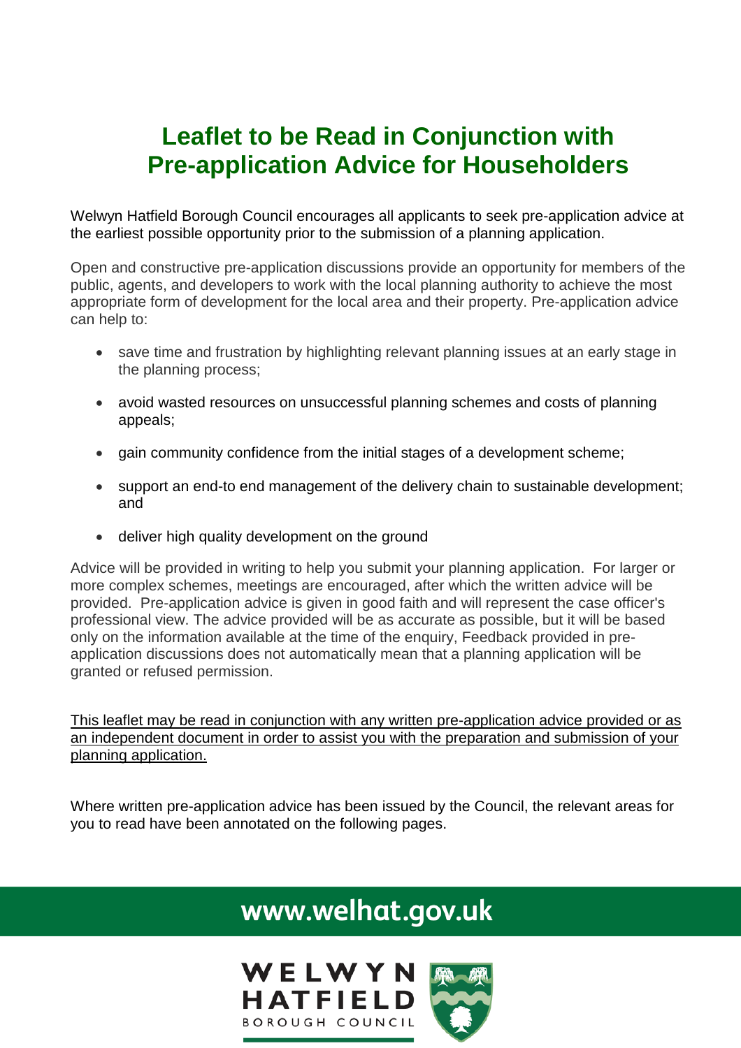# Leaflet to be Read in Conjunction with Pre-application Advice for Householders

Welwyn Hatfield Borough Council encourages all applicants to seek pre-application advice at the earliest possible opportunity prior to the submission of a planning application.

Open and constructive pre-application discussions provide an opportunity for members of the public, agents, and developers to work with the local planning authority to achieve the most appropriate form of development for the local area and their property. Pre-application advice can help to:

- save time and frustration by highlighting relevant planning issues at an early stage in the planning process;
- avoid wasted resources on unsuccessful planning schemes and costs of planning appeals;
- gain community confidence from the initial stages of a development scheme;
- support an end-to end management of the delivery chain to sustainable development; and
- deliver high quality development on the ground

Advice will be provided in writing to help you submit your planning application. For larger or more complex schemes, meetings are encouraged, after which the written advice will be provided. Pre-application advice is given in good faith and will represent the case officer's professional view. The advice provided will be as accurate as possible, but it will be based only on the information available at the time of the enquiry, Feedback provided in pre-application discussions does not automatically mean that a planning application will be granted or refused permission.

<u>This leaflet may be read in conjunction with any written pre-application advice provided or as an independent document in order to assist you with the preparation and submission of your planning application.</u>

Where written pre-application advice has been issued by the Council, the relevant areas for you to read have been annotated on the following pages.

**www.welhat.gov.uk**

WELWYN HATFIELD BOROUGH COUNCIL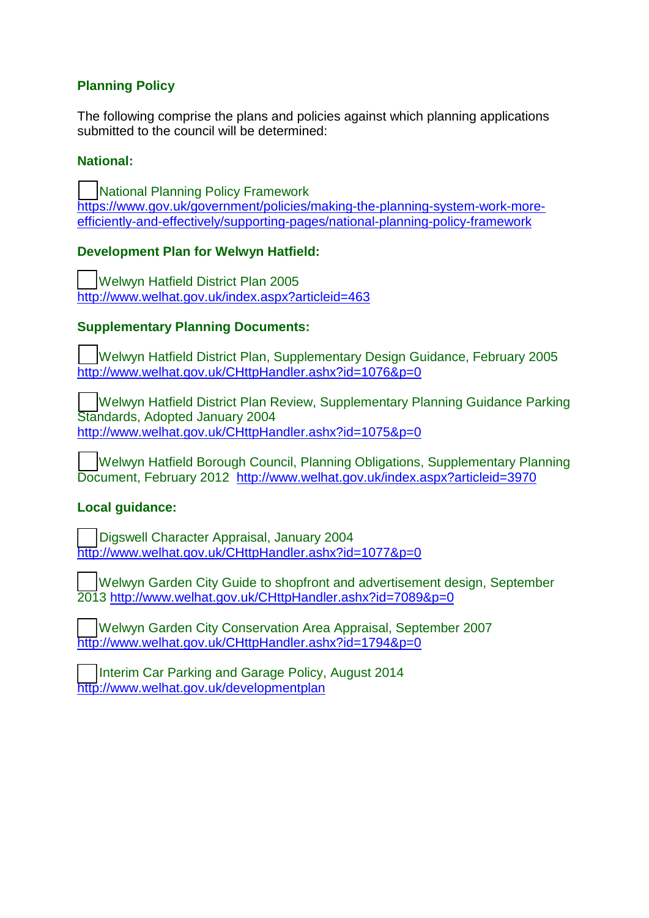**Planning Policy**

The following comprise the plans and policies against which planning applications submitted to the council will be determined:

**National:**

- [ ] National Planning Policy Framework
https://www.gov.uk/government/policies/making-the-planning-system-work-more-efficiently-and-effectively/supporting-pages/national-planning-policy-framework

**Development Plan for Welwyn Hatfield:**

- [ ] Welwyn Hatfield District Plan 2005
http://www.welhat.gov.uk/index.aspx?articleid=463

**Supplementary Planning Documents:**

- [ ] Welwyn Hatfield District Plan, Supplementary Design Guidance, February 2005
http://www.welhat.gov.uk/CHttpHandler.ashx?id=1076&p=0

- [ ] Welwyn Hatfield District Plan Review, Supplementary Planning Guidance Parking Standards, Adopted January 2004
http://www.welhat.gov.uk/CHttpHandler.ashx?id=1075&p=0

- [ ] Welwyn Hatfield Borough Council, Planning Obligations, Supplementary Planning Document, February 2012 http://www.welhat.gov.uk/index.aspx?articleid=3970

**Local guidance:**

- [ ] Digswell Character Appraisal, January 2004
http://www.welhat.gov.uk/CHttpHandler.ashx?id=1077&p=0

- [ ] Welwyn Garden City Guide to shopfront and advertisement design, September 2013 http://www.welhat.gov.uk/CHttpHandler.ashx?id=7089&p=0

- [ ] Welwyn Garden City Conservation Area Appraisal, September 2007
http://www.welhat.gov.uk/CHttpHandler.ashx?id=1794&p=0

- [ ] Interim Car Parking and Garage Policy, August 2014
http://www.welhat.gov.uk/developmentplan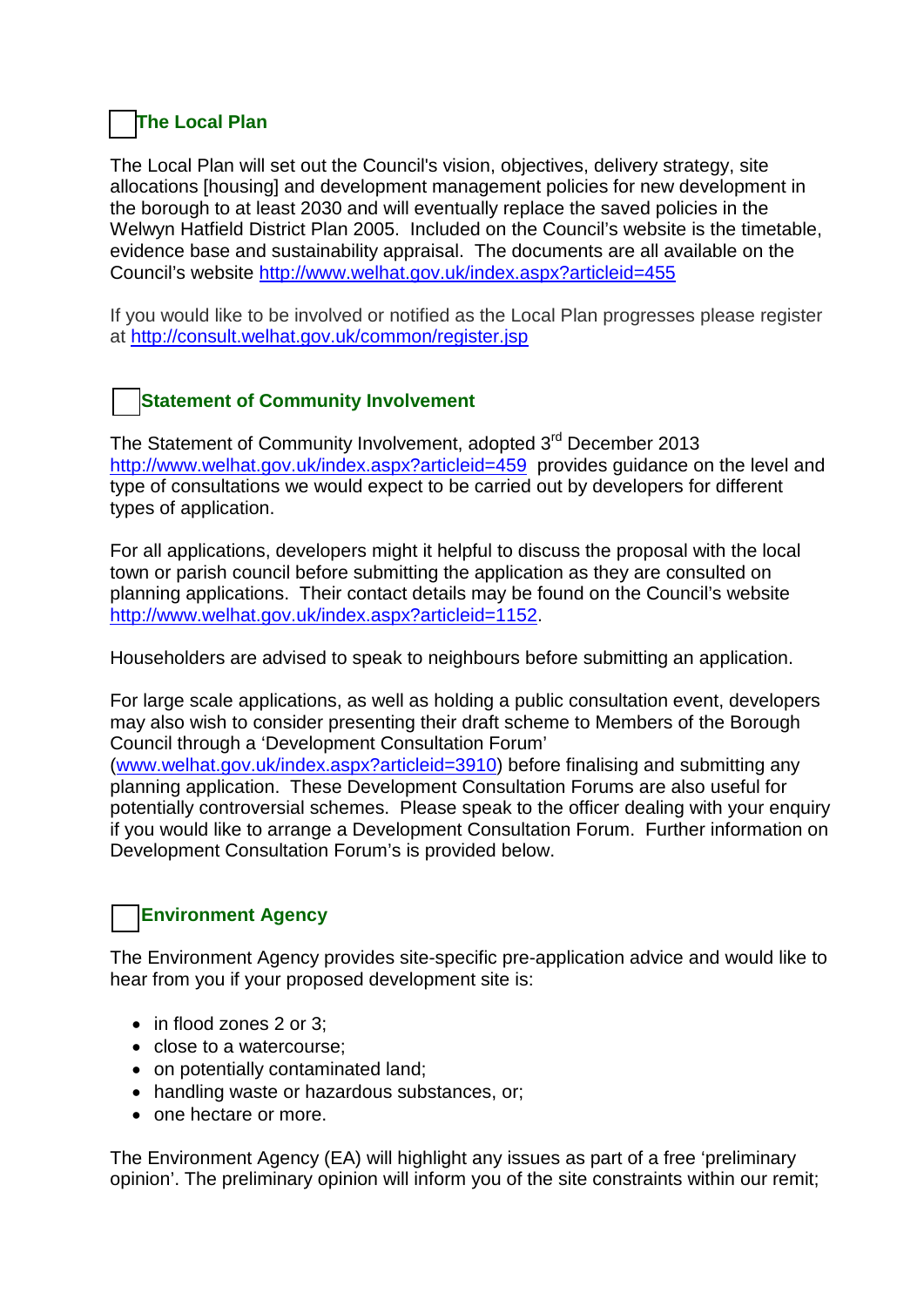## ☐ The Local Plan

The Local Plan will set out the Council's vision, objectives, delivery strategy, site allocations [housing] and development management policies for new development in the borough to at least 2030 and will eventually replace the saved policies in the Welwyn Hatfield District Plan 2005. Included on the Council's website is the timetable, evidence base and sustainability appraisal. The documents are all available on the Council's website http://www.welhat.gov.uk/index.aspx?articleid=455

If you would like to be involved or notified as the Local Plan progresses please register at http://consult.welhat.gov.uk/common/register.jsp

## ☐ Statement of Community Involvement

The Statement of Community Involvement, adopted 3rd December 2013 http://www.welhat.gov.uk/index.aspx?articleid=459 provides guidance on the level and type of consultations we would expect to be carried out by developers for different types of application.

For all applications, developers might it helpful to discuss the proposal with the local town or parish council before submitting the application as they are consulted on planning applications. Their contact details may be found on the Council's website http://www.welhat.gov.uk/index.aspx?articleid=1152.

Householders are advised to speak to neighbours before submitting an application.

For large scale applications, as well as holding a public consultation event, developers may also wish to consider presenting their draft scheme to Members of the Borough Council through a 'Development Consultation Forum' (www.welhat.gov.uk/index.aspx?articleid=3910) before finalising and submitting any planning application. These Development Consultation Forums are also useful for potentially controversial schemes. Please speak to the officer dealing with your enquiry if you would like to arrange a Development Consultation Forum. Further information on Development Consultation Forum's is provided below.

## ☐ Environment Agency

The Environment Agency provides site-specific pre-application advice and would like to hear from you if your proposed development site is:

- in flood zones 2 or 3;
- close to a watercourse;
- on potentially contaminated land;
- handling waste or hazardous substances, or;
- one hectare or more.

The Environment Agency (EA) will highlight any issues as part of a free 'preliminary opinion'. The preliminary opinion will inform you of the site constraints within our remit;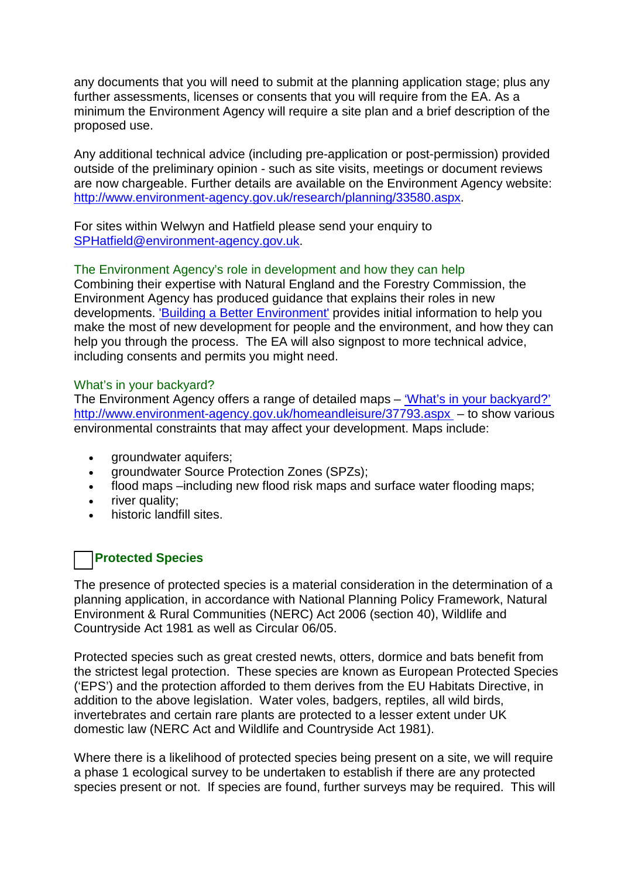any documents that you will need to submit at the planning application stage; plus any further assessments, licenses or consents that you will require from the EA. As a minimum the Environment Agency will require a site plan and a brief description of the proposed use.

Any additional technical advice (including pre-application or post-permission) provided outside of the preliminary opinion - such as site visits, meetings or document reviews are now chargeable. Further details are available on the Environment Agency website: [http://www.environment-agency.gov.uk/research/planning/33580.aspx](http://www.environment-agency.gov.uk/research/planning/33580.aspx).

For sites within Welwyn and Hatfield please send your enquiry to [SPHatfield@environment-agency.gov.uk](mailto:SPHatfield@environment-agency.gov.uk).

### The Environment Agency's role in development and how they can help

Combining their expertise with Natural England and the Forestry Commission, the Environment Agency has produced guidance that explains their roles in new developments. 'Building a Better Environment' provides initial information to help you make the most of new development for people and the environment, and how they can help you through the process. The EA will also signpost to more technical advice, including consents and permits you might need.

### What's in your backyard?

The Environment Agency offers a range of detailed maps – 'What's in your backyard?' [http://www.environment-agency.gov.uk/homeandleisure/37793.aspx](http://www.environment-agency.gov.uk/homeandleisure/37793.aspx) – to show various environmental constraints that may affect your development. Maps include:

- groundwater aquifers;
- groundwater Source Protection Zones (SPZs);
- flood maps –including new flood risk maps and surface water flooding maps;
- river quality;
- historic landfill sites.

## ☐ **Protected Species**

The presence of protected species is a material consideration in the determination of a planning application, in accordance with National Planning Policy Framework, Natural Environment & Rural Communities (NERC) Act 2006 (section 40), Wildlife and Countryside Act 1981 as well as Circular 06/05.

Protected species such as great crested newts, otters, dormice and bats benefit from the strictest legal protection. These species are known as European Protected Species ('EPS') and the protection afforded to them derives from the EU Habitats Directive, in addition to the above legislation. Water voles, badgers, reptiles, all wild birds, invertebrates and certain rare plants are protected to a lesser extent under UK domestic law (NERC Act and Wildlife and Countryside Act 1981).

Where there is a likelihood of protected species being present on a site, we will require a phase 1 ecological survey to be undertaken to establish if there are any protected species present or not. If species are found, further surveys may be required. This will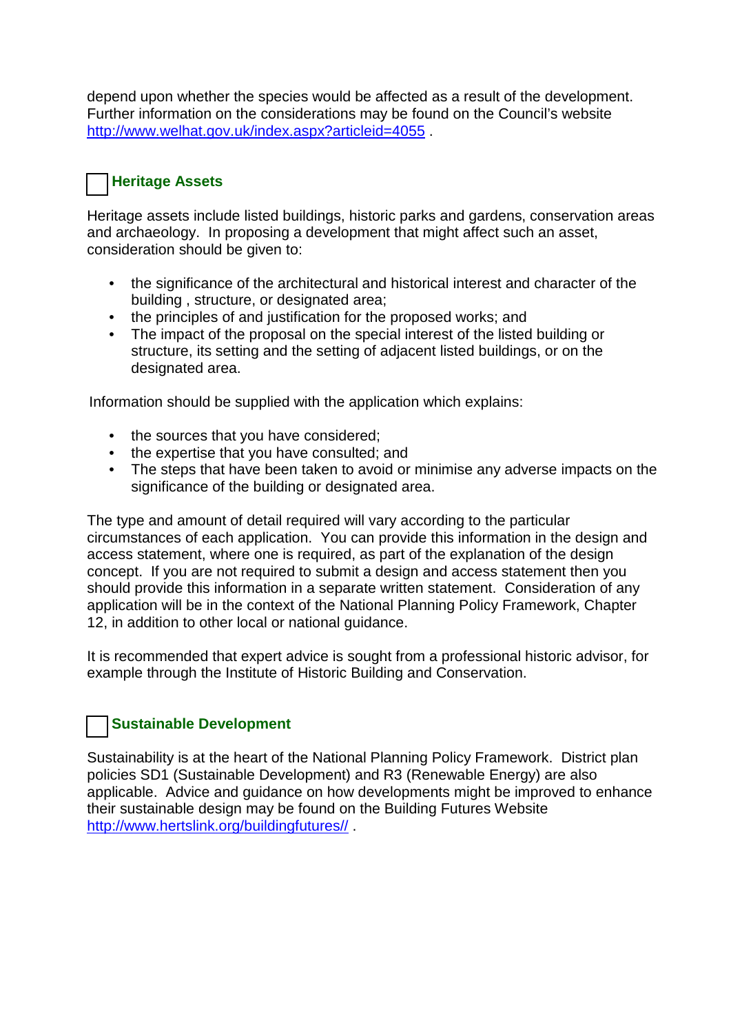depend upon whether the species would be affected as a result of the development. Further information on the considerations may be found on the Council's website http://www.welhat.gov.uk/index.aspx?articleid=4055 .

### ☐ Heritage Assets

Heritage assets include listed buildings, historic parks and gardens, conservation areas and archaeology. In proposing a development that might affect such an asset, consideration should be given to:

- the significance of the architectural and historical interest and character of the building , structure, or designated area;
- the principles of and justification for the proposed works; and
- The impact of the proposal on the special interest of the listed building or structure, its setting and the setting of adjacent listed buildings, or on the designated area.

Information should be supplied with the application which explains:

- the sources that you have considered;
- the expertise that you have consulted; and
- The steps that have been taken to avoid or minimise any adverse impacts on the significance of the building or designated area.

The type and amount of detail required will vary according to the particular circumstances of each application. You can provide this information in the design and access statement, where one is required, as part of the explanation of the design concept. If you are not required to submit a design and access statement then you should provide this information in a separate written statement. Consideration of any application will be in the context of the National Planning Policy Framework, Chapter 12, in addition to other local or national guidance.

It is recommended that expert advice is sought from a professional historic advisor, for example through the Institute of Historic Building and Conservation.

### ☐ Sustainable Development

Sustainability is at the heart of the National Planning Policy Framework. District plan policies SD1 (Sustainable Development) and R3 (Renewable Energy) are also applicable. Advice and guidance on how developments might be improved to enhance their sustainable design may be found on the Building Futures Website http://www.hertslink.org/buildingfutures// .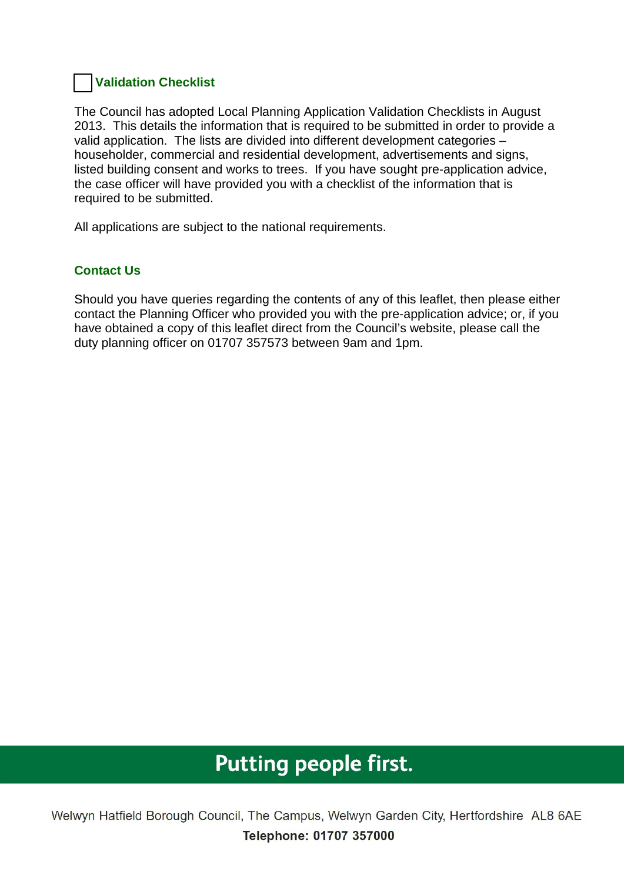☐ **Validation Checklist**

The Council has adopted Local Planning Application Validation Checklists in August 2013. This details the information that is required to be submitted in order to provide a valid application. The lists are divided into different development categories – householder, commercial and residential development, advertisements and signs, listed building consent and works to trees. If you have sought pre-application advice, the case officer will have provided you with a checklist of the information that is required to be submitted.

All applications are subject to the national requirements.

## Contact Us

Should you have queries regarding the contents of any of this leaflet, then please either contact the Planning Officer who provided you with the pre-application advice; or, if you have obtained a copy of this leaflet direct from the Council's website, please call the duty planning officer on 01707 357573 between 9am and 1pm.

**Putting people first.**

Welwyn Hatfield Borough Council, The Campus, Welwyn Garden City, Hertfordshire AL8 6AE

**Telephone: 01707 357000**